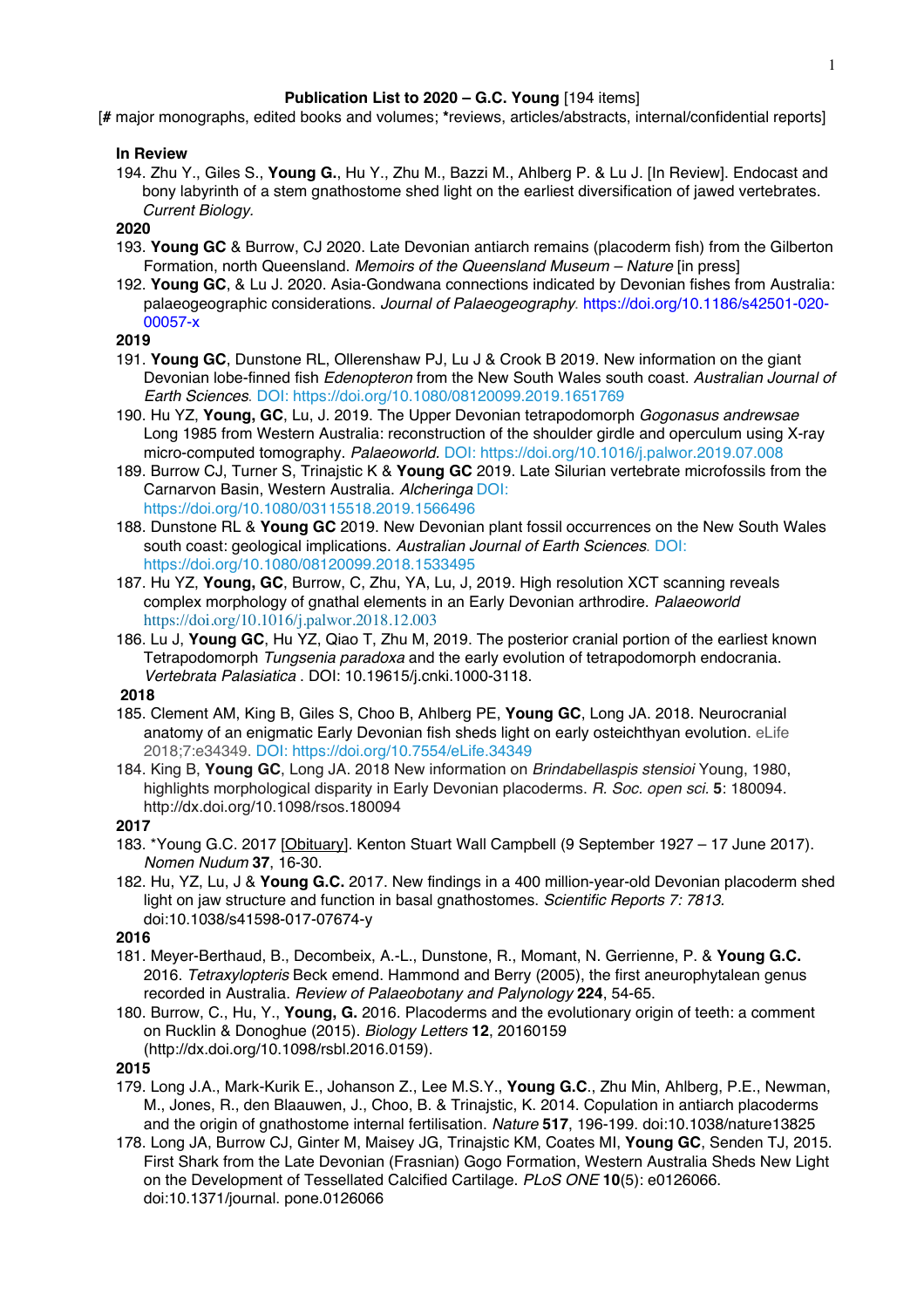**Publication List to 2020 – G.C. Young** [194 items]

[**#** major monographs, edited books and volumes; *****reviews, articles/abstracts, internal/confidential reports]

**In Review**

194. Zhu Y., Giles S., **Young G.**, Hu Y., Zhu M., Bazzi M., Ahlberg P. & Lu J. [In Review]. Endocast and bony labyrinth of a stem gnathostome shed light on the earliest diversification of jawed vertebrates. *Current Biology*.

**2020**

193. **Young GC** & Burrow, CJ 2020. Late Devonian antiarch remains (placoderm fish) from the Gilberton Formation, north Queensland. *Memoirs of the Queensland Museum – Nature* [in press]
192. **Young GC**, & Lu J. 2020. Asia-Gondwana connections indicated by Devonian fishes from Australia: palaeogeographic considerations. *Journal of Palaeogeography*. https://doi.org/10.1186/s42501-020-00057-x

**2019**

191. **Young GC**, Dunstone RL, Ollerenshaw PJ, Lu J & Crook B 2019. New information on the giant Devonian lobe-finned fish *Edenopteron* from the New South Wales south coast. *Australian Journal of Earth Sciences*. DOI: https://doi.org/10.1080/08120099.2019.1651769
190. Hu YZ, **Young, GC**, Lu, J. 2019. The Upper Devonian tetrapodomorph *Gogonasus andrewsae* Long 1985 from Western Australia: reconstruction of the shoulder girdle and operculum using X-ray micro-computed tomography. *Palaeoworld*. DOI: https://doi.org/10.1016/j.palwor.2019.07.008
189. Burrow CJ, Turner S, Trinajstic K & **Young GC** 2019. Late Silurian vertebrate microfossils from the Carnarvon Basin, Western Australia. *Alcheringa* DOI: https://doi.org/10.1080/03115518.2019.1566496
188. Dunstone RL & **Young GC** 2019. New Devonian plant fossil occurrences on the New South Wales south coast: geological implications. *Australian Journal of Earth Sciences*. DOI: https://doi.org/10.1080/08120099.2018.1533495
187. Hu YZ, **Young, GC**, Burrow, C, Zhu, YA, Lu, J, 2019. High resolution XCT scanning reveals complex morphology of gnathal elements in an Early Devonian arthrodire. *Palaeoworld* https://doi.org/10.1016/j.palwor.2018.12.003
186. Lu J, **Young GC**, Hu YZ, Qiao T, Zhu M, 2019. The posterior cranial portion of the earliest known Tetrapodomorph *Tungsenia paradoxa* and the early evolution of tetrapodomorph endocrania. *Vertebrata Palasiatica* . DOI: 10.19615/j.cnki.1000-3118.

**2018**

185. Clement AM, King B, Giles S, Choo B, Ahlberg PE, **Young GC**, Long JA. 2018. Neurocranial anatomy of an enigmatic Early Devonian fish sheds light on early osteichthyan evolution. eLife 2018;7:e34349. DOI: https://doi.org/10.7554/eLife.34349
184. King B, **Young GC**, Long JA. 2018 New information on *Brindabellaspis stensioi* Young, 1980, highlights morphological disparity in Early Devonian placoderms. *R. Soc. open sci.* **5**: 180094. http://dx.doi.org/10.1098/rsos.180094

**2017**

183. *Young G.C. 2017 [Obituary]. Kenton Stuart Wall Campbell (9 September 1927 – 17 June 2017). *Nomen Nudum* **37**, 16-30.
182. Hu, YZ, Lu, J & **Young G.C.** 2017. New findings in a 400 million-year-old Devonian placoderm shed light on jaw structure and function in basal gnathostomes. *Scientific Reports 7: 7813.* doi:10.1038/s41598-017-07674-y

**2016**

181. Meyer-Berthaud, B., Decombeix, A.-L., Dunstone, R., Momant, N. Gerrienne, P. & **Young G.C.** 2016. *Tetraxylopteris* Beck emend. Hammond and Berry (2005), the first aneurophytalean genus recorded in Australia. *Review of Palaeobotany and Palynology* **224**, 54-65.
180. Burrow, C., Hu, Y., **Young, G.** 2016. Placoderms and the evolutionary origin of teeth: a comment on Rucklin & Donoghue (2015). *Biology Letters* **12**, 20160159 (http://dx.doi.org/10.1098/rsbl.2016.0159).

**2015**

179. Long J.A., Mark-Kurik E., Johanson Z., Lee M.S.Y., **Young G.C.**, Zhu Min, Ahlberg, P.E., Newman, M., Jones, R., den Blaauwen, J., Choo, B. & Trinajstic, K. 2014. Copulation in antiarch placoderms and the origin of gnathostome internal fertilisation. *Nature* **517**, 196-199. doi:10.1038/nature13825
178. Long JA, Burrow CJ, Ginter M, Maisey JG, Trinajstic KM, Coates MI, **Young GC**, Senden TJ, 2015. First Shark from the Late Devonian (Frasnian) Gogo Formation, Western Australia Sheds New Light on the Development of Tessellated Calcified Cartilage. *PLoS ONE* **10**(5): e0126066. doi:10.1371/journal. pone.0126066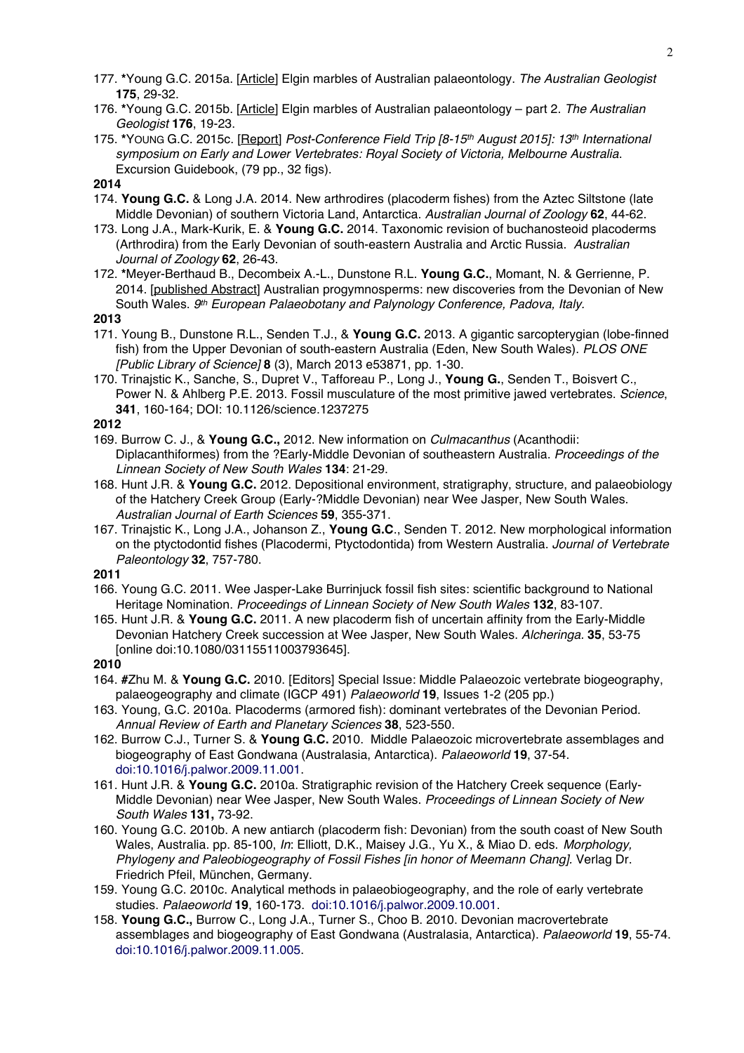177. ***Young G.C. 2015a. [Article] Elgin marbles of Australian palaeontology. *The Australian Geologist* **175**, 29-32.
176. ***Young G.C. 2015b. [Article] Elgin marbles of Australian palaeontology – part 2. *The Australian Geologist* **176**, 19-23.
175. ***YOUNG G.C. 2015c. [Report] *Post-Conference Field Trip [8-15th August 2015]: 13th International symposium on Early and Lower Vertebrates: Royal Society of Victoria, Melbourne Australia*. Excursion Guidebook, (79 pp., 32 figs).

**2014**

174. **Young G.C.** & Long J.A. 2014. New arthrodires (placoderm fishes) from the Aztec Siltstone (late Middle Devonian) of southern Victoria Land, Antarctica. *Australian Journal of Zoology* **62**, 44-62.
173. Long J.A., Mark-Kurik, E. & **Young G.C.** 2014. Taxonomic revision of buchanosteoid placoderms (Arthrodira) from the Early Devonian of south-eastern Australia and Arctic Russia. *Australian Journal of Zoology* **62**, 26-43.
172. ***Meyer-Berthaud B., Decombeix A.-L., Dunstone R.L. **Young G.C.**, Momant, N. & Gerrienne, P. 2014. [published Abstract] Australian progymnosperms: new discoveries from the Devonian of New South Wales. *9th European Palaeobotany and Palynology Conference, Padova, Italy.*

**2013**

171. Young B., Dunstone R.L., Senden T.J., & **Young G.C.** 2013. A gigantic sarcopterygian (lobe-finned fish) from the Upper Devonian of south-eastern Australia (Eden, New South Wales). *PLOS ONE [Public Library of Science]* **8** (3), March 2013 e53871, pp. 1-30.
170. Trinajstic K., Sanche, S., Dupret V., Tafforeau P., Long J., **Young G.**, Senden T., Boisvert C., Power N. & Ahlberg P.E. 2013. Fossil musculature of the most primitive jawed vertebrates. *Science*, **341**, 160-164; DOI: 10.1126/science.1237275

**2012**

169. Burrow C. J., & **Young G.C.,** 2012. New information on *Culmacanthus* (Acanthodii: Diplacanthiformes) from the ?Early-Middle Devonian of southeastern Australia. *Proceedings of the Linnean Society of New South Wales* **134**: 21-29.
168. Hunt J.R. & **Young G.C.** 2012. Depositional environment, stratigraphy, structure, and palaeobiology of the Hatchery Creek Group (Early-?Middle Devonian) near Wee Jasper, New South Wales. *Australian Journal of Earth Sciences* **59**, 355-371.
167. Trinajstic K., Long J.A., Johanson Z., **Young G.C**., Senden T. 2012. New morphological information on the ptyctodontid fishes (Placodermi, Ptyctodontida) from Western Australia. *Journal of Vertebrate Paleontology* **32**, 757-780.

**2011**

166. Young G.C. 2011. Wee Jasper-Lake Burrinjuck fossil fish sites: scientific background to National Heritage Nomination. *Proceedings of Linnean Society of New South Wales* **132**, 83-107.
165. Hunt J.R. & **Young G.C.** 2011. A new placoderm fish of uncertain affinity from the Early-Middle Devonian Hatchery Creek succession at Wee Jasper, New South Wales. *Alcheringa.* **35**, 53-75 [online doi:10.1080/03115511003793645].

**2010**

164. **#**Zhu M. & **Young G.C.** 2010. [Editors] Special Issue: Middle Palaeozoic vertebrate biogeography, palaeogeography and climate (IGCP 491) *Palaeoworld* **19**, Issues 1-2 (205 pp.)
163. Young, G.C. 2010a. Placoderms (armored fish): dominant vertebrates of the Devonian Period. *Annual Review of Earth and Planetary Sciences* **38**, 523-550.
162. Burrow C.J., Turner S. & **Young G.C.** 2010. Middle Palaeozoic microvertebrate assemblages and biogeography of East Gondwana (Australasia, Antarctica). *Palaeoworld* **19**, 37-54. doi:10.1016/j.palwor.2009.11.001.
161. Hunt J.R. & **Young G.C.** 2010a. Stratigraphic revision of the Hatchery Creek sequence (Early-Middle Devonian) near Wee Jasper, New South Wales. *Proceedings of Linnean Society of New South Wales* **131,** 73-92.
160. Young G.C. 2010b. A new antiarch (placoderm fish: Devonian) from the south coast of New South Wales, Australia. pp. 85-100, *In*: Elliott, D.K., Maisey J.G., Yu X., & Miao D. eds. *Morphology, Phylogeny and Paleobiogeography of Fossil Fishes [in honor of Meemann Chang].* Verlag Dr. Friedrich Pfeil, München, Germany.
159. Young G.C. 2010c. Analytical methods in palaeobiogeography, and the role of early vertebrate studies. *Palaeoworld* **19**, 160-173. doi:10.1016/j.palwor.2009.10.001.
158. **Young G.C.,** Burrow C., Long J.A., Turner S., Choo B. 2010. Devonian macrovertebrate assemblages and biogeography of East Gondwana (Australasia, Antarctica). *Palaeoworld* **19**, 55-74. doi:10.1016/j.palwor.2009.11.005.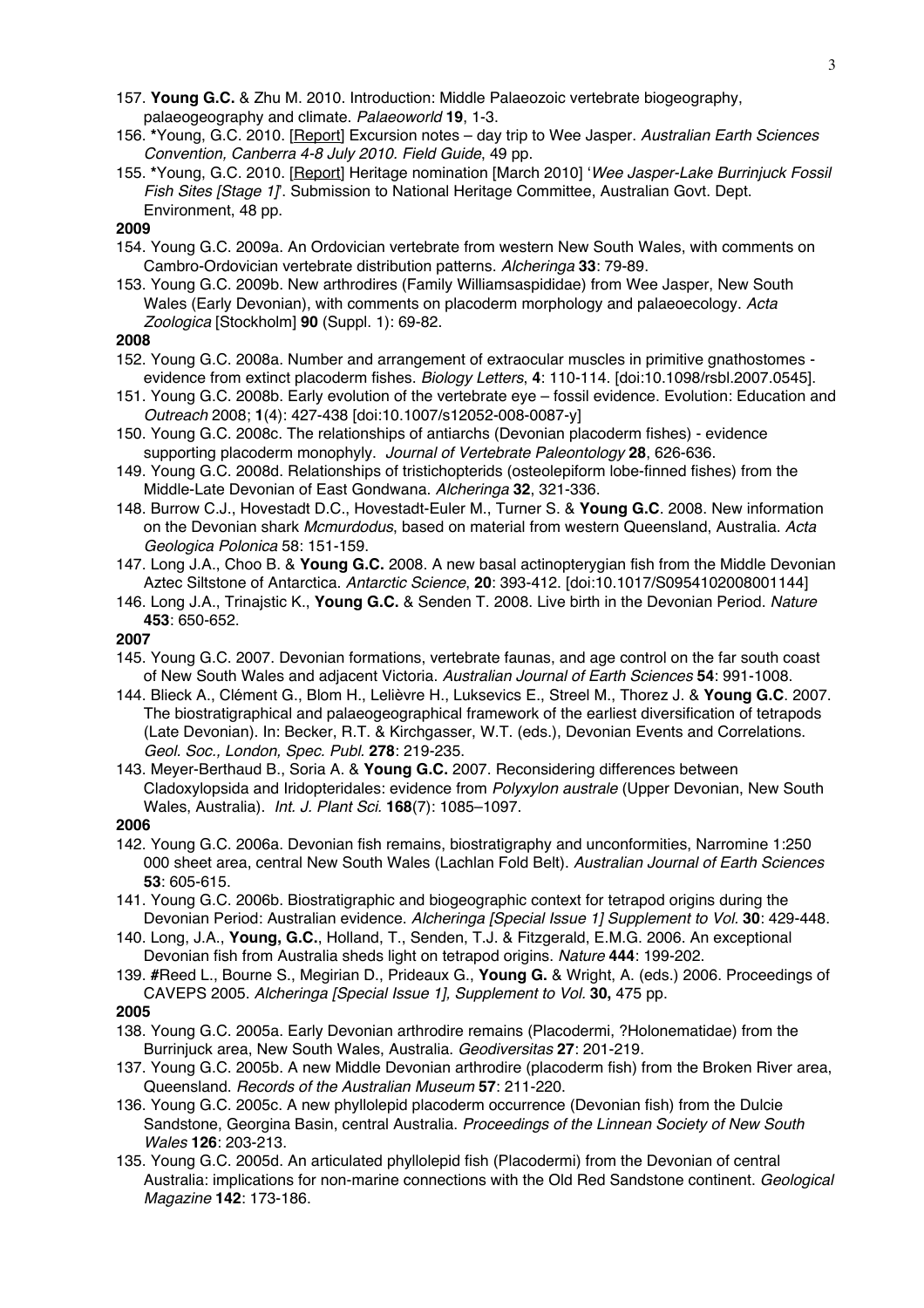157. **Young G.C.** & Zhu M. 2010. Introduction: Middle Palaeozoic vertebrate biogeography, palaeogeography and climate. *Palaeoworld* **19**, 1-3.

156. ***Young, G.C. 2010. [Report] Excursion notes – day trip to Wee Jasper. *Australian Earth Sciences Convention, Canberra 4-8 July 2010. Field Guide*, 49 pp.

155. ***Young, G.C. 2010. [Report] Heritage nomination [March 2010] '*Wee Jasper-Lake Burrinjuck Fossil Fish Sites [Stage 1]*'. Submission to National Heritage Committee, Australian Govt. Dept. Environment, 48 pp.

**2009**

154. Young G.C. 2009a. An Ordovician vertebrate from western New South Wales, with comments on Cambro-Ordovician vertebrate distribution patterns. *Alcheringa* **33**: 79-89.

153. Young G.C. 2009b. New arthrodires (Family Williamsaspididae) from Wee Jasper, New South Wales (Early Devonian), with comments on placoderm morphology and palaeoecology. *Acta Zoologica* [Stockholm] **90** (Suppl. 1): 69-82.

**2008**

152. Young G.C. 2008a. Number and arrangement of extraocular muscles in primitive gnathostomes - evidence from extinct placoderm fishes. *Biology Letters*, **4**: 110-114. [doi:10.1098/rsbl.2007.0545].

151. Young G.C. 2008b. Early evolution of the vertebrate eye – fossil evidence. Evolution: Education and *Outreach* 2008; **1**(4): 427-438 [doi:10.1007/s12052-008-0087-y]

150. Young G.C. 2008c. The relationships of antiarchs (Devonian placoderm fishes) - evidence supporting placoderm monophyly. *Journal of Vertebrate Paleontology* **28**, 626-636.

149. Young G.C. 2008d. Relationships of tristichopterids (osteolepiform lobe-finned fishes) from the Middle-Late Devonian of East Gondwana. *Alcheringa* **32**, 321-336.

148. Burrow C.J., Hovestadt D.C., Hovestadt-Euler M., Turner S. & **Young G.C**. 2008. New information on the Devonian shark *Mcmurdodus*, based on material from western Queensland, Australia. *Acta Geologica Polonica* 58: 151-159.

147. Long J.A., Choo B. & **Young G.C.** 2008. A new basal actinopterygian fish from the Middle Devonian Aztec Siltstone of Antarctica. *Antarctic Science*, **20**: 393-412. [doi:10.1017/S0954102008001144]

146. Long J.A., Trinajstic K., **Young G.C.** & Senden T. 2008. Live birth in the Devonian Period. *Nature* **453**: 650-652.

**2007**

145. Young G.C. 2007. Devonian formations, vertebrate faunas, and age control on the far south coast of New South Wales and adjacent Victoria. *Australian Journal of Earth Sciences* **54**: 991-1008.

144. Blieck A., Clément G., Blom H., Lelièvre H., Luksevics E., Streel M., Thorez J. & **Young G.C**. 2007. The biostratigraphical and palaeogeographical framework of the earliest diversification of tetrapods (Late Devonian). In: Becker, R.T. & Kirchgasser, W.T. (eds.), Devonian Events and Correlations. *Geol. Soc., London, Spec. Publ.* **278**: 219-235.

143. Meyer-Berthaud B., Soria A. & **Young G.C.** 2007. Reconsidering differences between Cladoxylopsida and Iridopteridales: evidence from *Polyxylon australe* (Upper Devonian, New South Wales, Australia). *Int. J. Plant Sci.* **168**(7): 1085–1097.

**2006**

142. Young G.C. 2006a. Devonian fish remains, biostratigraphy and unconformities, Narromine 1:250 000 sheet area, central New South Wales (Lachlan Fold Belt). *Australian Journal of Earth Sciences* **53**: 605-615.

141. Young G.C. 2006b. Biostratigraphic and biogeographic context for tetrapod origins during the Devonian Period: Australian evidence. *Alcheringa [Special Issue 1] Supplement to Vol.* **30**: 429-448.

140. Long, J.A., **Young, G.C.**, Holland, T., Senden, T.J. & Fitzgerald, E.M.G. 2006. An exceptional Devonian fish from Australia sheds light on tetrapod origins. *Nature* **444**: 199-202.

139. **#**Reed L., Bourne S., Megirian D., Prideaux G., **Young G.** & Wright, A. (eds.) 2006. Proceedings of CAVEPS 2005. *Alcheringa [Special Issue 1], Supplement to Vol.* **30,** 475 pp.

**2005**

138. Young G.C. 2005a. Early Devonian arthrodire remains (Placodermi, ?Holonematidae) from the Burrinjuck area, New South Wales, Australia. *Geodiversitas* **27**: 201-219.

137. Young G.C. 2005b. A new Middle Devonian arthrodire (placoderm fish) from the Broken River area, Queensland. *Records of the Australian Museum* **57**: 211-220.

136. Young G.C. 2005c. A new phyllolepid placoderm occurrence (Devonian fish) from the Dulcie Sandstone, Georgina Basin, central Australia. *Proceedings of the Linnean Society of New South Wales* **126**: 203-213.

135. Young G.C. 2005d. An articulated phyllolepid fish (Placodermi) from the Devonian of central Australia: implications for non-marine connections with the Old Red Sandstone continent. *Geological Magazine* **142**: 173-186.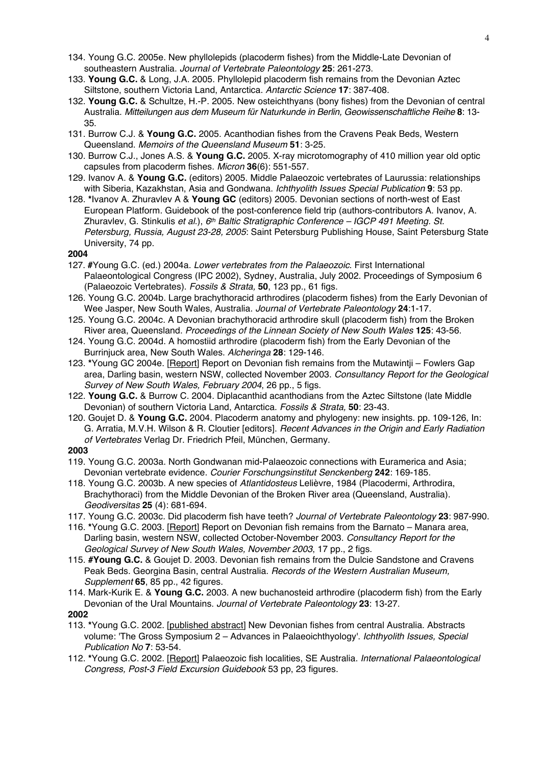134. Young G.C. 2005e. New phyllolepids (placoderm fishes) from the Middle-Late Devonian of southeastern Australia. *Journal of Vertebrate Paleontology* **25**: 261-273.

133. **Young G.C.** & Long, J.A. 2005. Phyllolepid placoderm fish remains from the Devonian Aztec Siltstone, southern Victoria Land, Antarctica. *Antarctic Science* **17**: 387-408.

132. **Young G.C.** & Schultze, H.-P. 2005. New osteichthyans (bony fishes) from the Devonian of central Australia. *Mitteilungen aus dem Museum für Naturkunde in Berlin, Geowissenschaftliche Reihe* **8**: 13-35.

131. Burrow C.J. & **Young G.C.** 2005. Acanthodian fishes from the Cravens Peak Beds, Western Queensland. *Memoirs of the Queensland Museum* **51**: 3-25.

130. Burrow C.J., Jones A.S. & **Young G.C.** 2005. X-ray microtomography of 410 million year old optic capsules from placoderm fishes. *Micron* **36**(6): 551-557.

129. Ivanov A. & **Young G.C.** (editors) 2005. Middle Palaeozoic vertebrates of Laurussia: relationships with Siberia, Kazakhstan, Asia and Gondwana. *Ichthyolith Issues Special Publication* **9**: 53 pp.

128. **\***Ivanov A. Zhuravlev A & **Young GC** (editors) 2005. Devonian sections of north-west of East European Platform. Guidebook of the post-conference field trip (authors-contributors A. Ivanov, A. Zhuravlev, G. Stinkulis *et al.*), *6th Baltic Stratigraphic Conference – IGCP 491 Meeting. St. Petersburg, Russia, August 23-28, 2005*: Saint Petersburg Publishing House, Saint Petersburg State University, 74 pp.

**2004**

127. **#**Young G.C. (ed.) 2004a. *Lower vertebrates from the Palaeozoic*. First International Palaeontological Congress (IPC 2002), Sydney, Australia, July 2002. Proceedings of Symposium 6 (Palaeozoic Vertebrates). *Fossils & Strata,* **50**, 123 pp., 61 figs.

126. Young G.C. 2004b. Large brachythoracid arthrodires (placoderm fishes) from the Early Devonian of Wee Jasper, New South Wales, Australia. *Journal of Vertebrate Paleontology* **24**:1-17.

125. Young G.C. 2004c. A Devonian brachythoracid arthrodire skull (placoderm fish) from the Broken River area, Queensland. *Proceedings of the Linnean Society of New South Wales* **125**: 43-56.

124. Young G.C. 2004d. A homostiid arthrodire (placoderm fish) from the Early Devonian of the Burrinjuck area, New South Wales. *Alcheringa* **28**: 129-146.

123. **\***Young GC 2004e. [Report] Report on Devonian fish remains from the Mutawintji – Fowlers Gap area, Darling basin, western NSW, collected November 2003. *Consultancy Report for the Geological Survey of New South Wales, February 2004*, 26 pp., 5 figs.

122. **Young G.C.** & Burrow C. 2004. Diplacanthid acanthodians from the Aztec Siltstone (late Middle Devonian) of southern Victoria Land, Antarctica. *Fossils & Strata,* **50**: 23-43.

120. Goujet D. & **Young G.C.** 2004. Placoderm anatomy and phylogeny: new insights. pp. 109-126, In: G. Arratia, M.V.H. Wilson & R. Cloutier [editors]. *Recent Advances in the Origin and Early Radiation of Vertebrates* Verlag Dr. Friedrich Pfeil, München, Germany.

**2003**

119. Young G.C. 2003a. North Gondwanan mid-Palaeozoic connections with Euramerica and Asia; Devonian vertebrate evidence. *Courier Forschungsinstitut Senckenberg* **242**: 169-185.

118. Young G.C. 2003b. A new species of *Atlantidosteus* Lelièvre, 1984 (Placodermi, Arthrodira, Brachythoraci) from the Middle Devonian of the Broken River area (Queensland, Australia). *Geodiversitas* **25** (4): 681-694.

117. Young G.C. 2003c. Did placoderm fish have teeth? *Journal of Vertebrate Paleontology* **23**: 987-990.

116. **\***Young G.C. 2003. [Report] Report on Devonian fish remains from the Barnato – Manara area, Darling basin, western NSW, collected October-November 2003. *Consultancy Report for the Geological Survey of New South Wales, November 2003*, 17 pp., 2 figs.

115. **#Young G.C.** & Goujet D. 2003. Devonian fish remains from the Dulcie Sandstone and Cravens Peak Beds. Georgina Basin, central Australia. *Records of the Western Australian Museum, Supplement* **65**, 85 pp., 42 figures.

114. Mark-Kurik E. & **Young G.C.** 2003. A new buchanosteid arthrodire (placoderm fish) from the Early Devonian of the Ural Mountains. *Journal of Vertebrate Paleontology* **23**: 13-27.

**2002**

113. **\***Young G.C. 2002. [published abstract] New Devonian fishes from central Australia. Abstracts volume: 'The Gross Symposium 2 – Advances in Palaeoichthyology'. *Ichthyolith Issues, Special Publication No* **7**: 53-54.

112. **\***Young G.C. 2002. [Report] Palaeozoic fish localities, SE Australia. *International Palaeontological Congress, Post-3 Field Excursion Guidebook* 53 pp, 23 figures.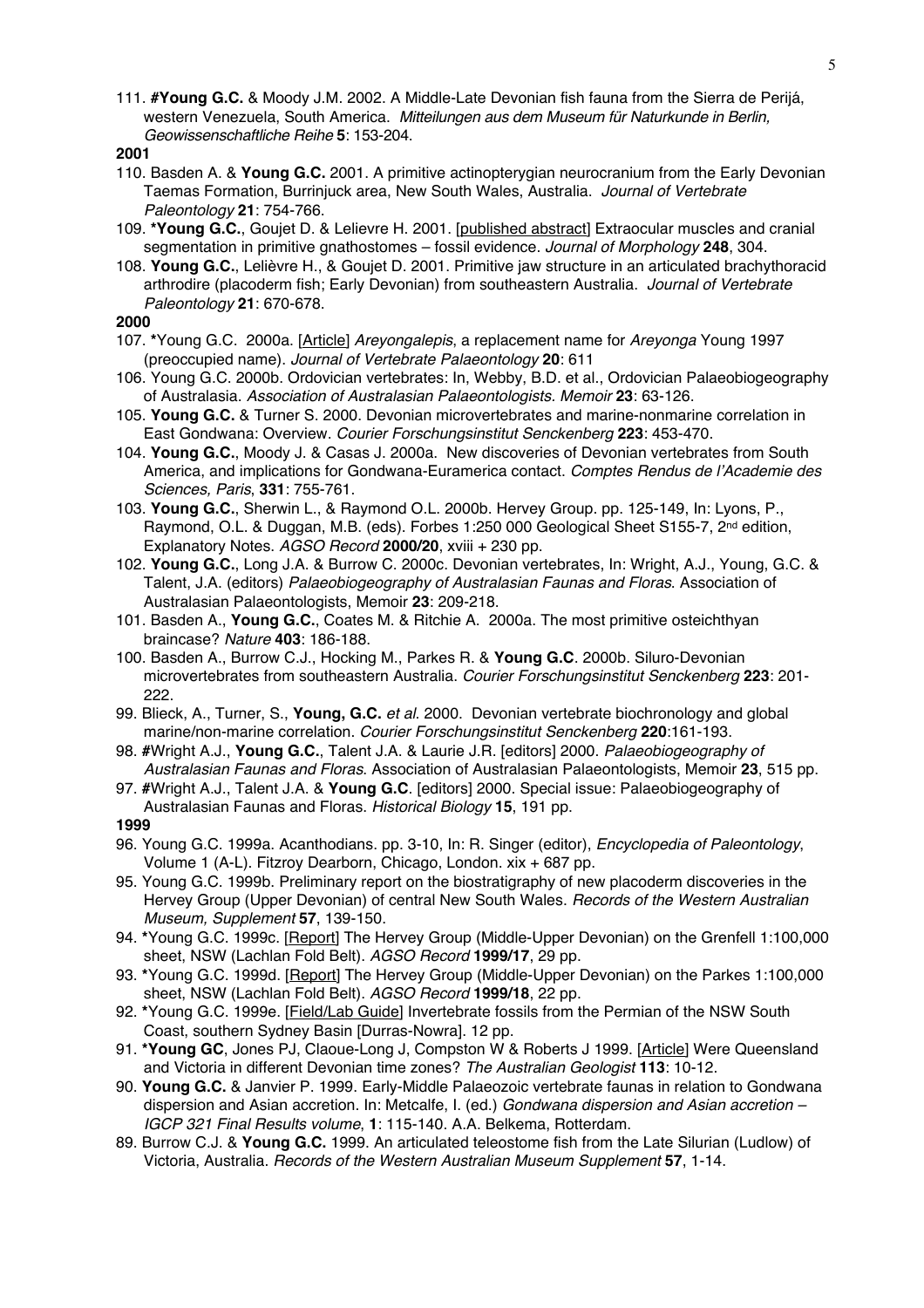111. **#Young G.C.** & Moody J.M. 2002. A Middle-Late Devonian fish fauna from the Sierra de Perijá, western Venezuela, South America. *Mitteilungen aus dem Museum für Naturkunde in Berlin, Geowissenschaftliche Reihe* **5**: 153-204.

**2001**

110. Basden A. & **Young G.C.** 2001. A primitive actinopterygian neurocranium from the Early Devonian Taemas Formation, Burrinjuck area, New South Wales, Australia. *Journal of Vertebrate Paleontology* **21**: 754-766.

109. **\*Young G.C.**, Goujet D. & Lelievre H. 2001. [published abstract] Extraocular muscles and cranial segmentation in primitive gnathostomes – fossil evidence. *Journal of Morphology* **248**, 304.

108. **Young G.C.**, Lelièvre H., & Goujet D. 2001. Primitive jaw structure in an articulated brachythoracid arthrodire (placoderm fish; Early Devonian) from southeastern Australia. *Journal of Vertebrate Paleontology* **21**: 670-678.

**2000**

107. **\***Young G.C. 2000a. [Article] *Areyongalepis*, a replacement name for *Areyonga* Young 1997 (preoccupied name). *Journal of Vertebrate Palaeontology* **20**: 611

106. Young G.C. 2000b. Ordovician vertebrates: In, Webby, B.D. et al., Ordovician Palaeobiogeography of Australasia. *Association of Australasian Palaeontologists. Memoir* **23**: 63-126.

105. **Young G.C.** & Turner S. 2000. Devonian microvertebrates and marine-nonmarine correlation in East Gondwana: Overview. *Courier Forschungsinstitut Senckenberg* **223**: 453-470.

104. **Young G.C.**, Moody J. & Casas J. 2000a. New discoveries of Devonian vertebrates from South America, and implications for Gondwana-Euramerica contact. *Comptes Rendus de l'Academie des Sciences, Paris*, **331**: 755-761.

103. **Young G.C.**, Sherwin L., & Raymond O.L. 2000b. Hervey Group. pp. 125-149, In: Lyons, P., Raymond, O.L. & Duggan, M.B. (eds). Forbes 1:250 000 Geological Sheet S155-7, 2nd edition, Explanatory Notes. *AGSO Record* **2000/20**, xviii + 230 pp.

102. **Young G.C.**, Long J.A. & Burrow C. 2000c. Devonian vertebrates, In: Wright, A.J., Young, G.C. & Talent, J.A. (editors) *Palaeobiogeography of Australasian Faunas and Floras*. Association of Australasian Palaeontologists, Memoir **23**: 209-218.

101. Basden A., **Young G.C.**, Coates M. & Ritchie A. 2000a. The most primitive osteichthyan braincase? *Nature* **403**: 186-188.

100. Basden A., Burrow C.J., Hocking M., Parkes R. & **Young G.C**. 2000b. Siluro-Devonian microvertebrates from southeastern Australia. *Courier Forschungsinstitut Senckenberg* **223**: 201-222.

99. Blieck, A., Turner, S., **Young, G.C.** *et al.* 2000. Devonian vertebrate biochronology and global marine/non-marine correlation. *Courier Forschungsinstitut Senckenberg* **220**:161-193.

98. **#**Wright A.J., **Young G.C.**, Talent J.A. & Laurie J.R. [editors] 2000. *Palaeobiogeography of Australasian Faunas and Floras*. Association of Australasian Palaeontologists, Memoir **23**, 515 pp.

97. **#**Wright A.J., Talent J.A. & **Young G.C**. [editors] 2000. Special issue: Palaeobiogeography of Australasian Faunas and Floras. *Historical Biology* **15**, 191 pp.

**1999**

96. Young G.C. 1999a. Acanthodians. pp. 3-10, In: R. Singer (editor), *Encyclopedia of Paleontology*, Volume 1 (A-L). Fitzroy Dearborn, Chicago, London. xix + 687 pp.

95. Young G.C. 1999b. Preliminary report on the biostratigraphy of new placoderm discoveries in the Hervey Group (Upper Devonian) of central New South Wales. *Records of the Western Australian Museum, Supplement* **57**, 139-150.

94. **\***Young G.C. 1999c. [Report] The Hervey Group (Middle-Upper Devonian) on the Grenfell 1:100,000 sheet, NSW (Lachlan Fold Belt). *AGSO Record* **1999/17**, 29 pp.

93. **\***Young G.C. 1999d. [Report] The Hervey Group (Middle-Upper Devonian) on the Parkes 1:100,000 sheet, NSW (Lachlan Fold Belt). *AGSO Record* **1999/18**, 22 pp.

92. **\***Young G.C. 1999e. [Field/Lab Guide] Invertebrate fossils from the Permian of the NSW South Coast, southern Sydney Basin [Durras-Nowra]. 12 pp.

91. **\*Young GC**, Jones PJ, Claoue-Long J, Compston W & Roberts J 1999. [Article] Were Queensland and Victoria in different Devonian time zones? *The Australian Geologist* **113**: 10-12.

90. **Young G.C.** & Janvier P. 1999. Early-Middle Palaeozoic vertebrate faunas in relation to Gondwana dispersion and Asian accretion. In: Metcalfe, I. (ed.) *Gondwana dispersion and Asian accretion – IGCP 321 Final Results volume*, **1**: 115-140. A.A. Belkema, Rotterdam.

89. Burrow C.J. & **Young G.C.** 1999. An articulated teleostome fish from the Late Silurian (Ludlow) of Victoria, Australia. *Records of the Western Australian Museum Supplement* **57**, 1-14.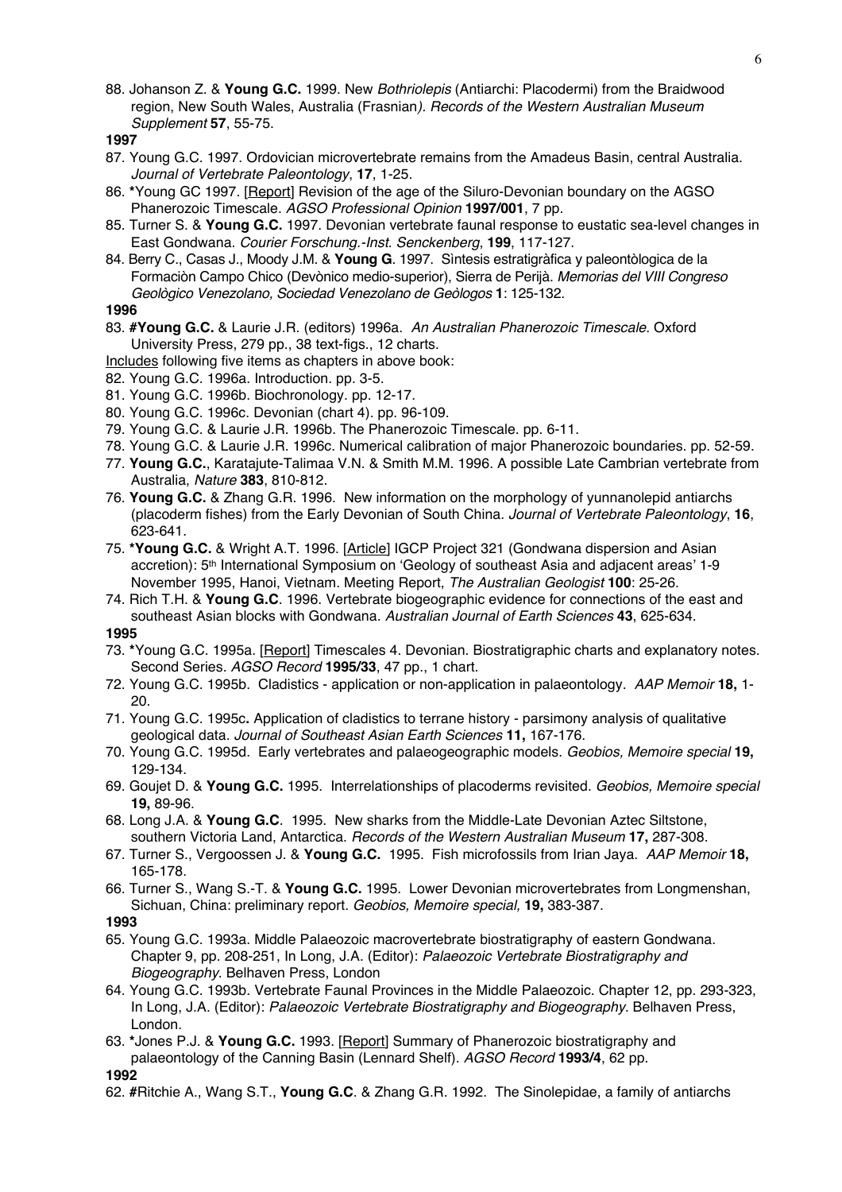88. Johanson Z. & **Young G.C.** 1999. New *Bothriolepis* (Antiarchi: Placodermi) from the Braidwood region, New South Wales, Australia (Frasnian*). Records of the Western Australian Museum Supplement* **57**, 55-75.

**1997**

87. Young G.C. 1997. Ordovician microvertebrate remains from the Amadeus Basin, central Australia. *Journal of Vertebrate Paleontology*, **17**, 1-25.
86. *Young GC 1997. [Report] Revision of the age of the Siluro-Devonian boundary on the AGSO Phanerozoic Timescale. *AGSO Professional Opinion* **1997/001**, 7 pp.
85. Turner S. & **Young G.C.** 1997. Devonian vertebrate faunal response to eustatic sea-level changes in East Gondwana. *Courier Forschung.-Inst. Senckenberg*, **199**, 117-127.
84. Berry C., Casas J., Moody J.M. & **Young G**. 1997. Sìntesis estratigràfica y paleontòlogica de la Formaciòn Campo Chico (Devònico medio-superior), Sierra de Perijà. *Memorias del VIII Congreso Geològico Venezolano, Sociedad Venezolano de Geòlogos* **1**: 125-132.

**1996**

83. **#Young G.C.** & Laurie J.R. (editors) 1996a. *An Australian Phanerozoic Timescale*. Oxford University Press, 279 pp., 38 text-figs., 12 charts.

Includes following five items as chapters in above book:

82. Young G.C. 1996a. Introduction. pp. 3-5.
81. Young G.C. 1996b. Biochronology. pp. 12-17.
80. Young G.C. 1996c. Devonian (chart 4). pp. 96-109.
79. Young G.C. & Laurie J.R. 1996b. The Phanerozoic Timescale. pp. 6-11.
78. Young G.C. & Laurie J.R. 1996c. Numerical calibration of major Phanerozoic boundaries. pp. 52-59.
77. **Young G.C.**, Karatajute-Talimaa V.N. & Smith M.M. 1996. A possible Late Cambrian vertebrate from Australia, *Nature* **383**, 810-812.
76. **Young G.C.** & Zhang G.R. 1996. New information on the morphology of yunnanolepid antiarchs (placoderm fishes) from the Early Devonian of South China. *Journal of Vertebrate Paleontology*, **16**, 623-641.
75. ***Young G.C.** & Wright A.T. 1996. [Article] IGCP Project 321 (Gondwana dispersion and Asian accretion): 5th International Symposium on 'Geology of southeast Asia and adjacent areas' 1-9 November 1995, Hanoi, Vietnam. Meeting Report, *The Australian Geologist* **100**: 25-26.
74. Rich T.H. & **Young G.C**. 1996. Vertebrate biogeographic evidence for connections of the east and southeast Asian blocks with Gondwana. *Australian Journal of Earth Sciences* **43**, 625-634.

**1995**

73. *Young G.C. 1995a. [Report] Timescales 4. Devonian. Biostratigraphic charts and explanatory notes. Second Series. *AGSO Record* **1995/33**, 47 pp., 1 chart.
72. Young G.C. 1995b. Cladistics - application or non-application in palaeontology. *AAP Memoir* **18,** 1-20.
71. Young G.C. 1995c**.** Application of cladistics to terrane history - parsimony analysis of qualitative geological data. *Journal of Southeast Asian Earth Sciences* **11,** 167-176.
70. Young G.C. 1995d. Early vertebrates and palaeogeographic models. *Geobios, Memoire special* **19,** 129-134.
69. Goujet D. & **Young G.C.** 1995. Interrelationships of placoderms revisited. *Geobios, Memoire special* **19,** 89-96.
68. Long J.A. & **Young G.C**. 1995. New sharks from the Middle-Late Devonian Aztec Siltstone, southern Victoria Land, Antarctica. *Records of the Western Australian Museum* **17,** 287-308.
67. Turner S., Vergoossen J. & **Young G.C.** 1995. Fish microfossils from Irian Jaya. *AAP Memoir* **18,** 165-178.
66. Turner S., Wang S.-T. & **Young G.C.** 1995. Lower Devonian microvertebrates from Longmenshan, Sichuan, China: preliminary report. *Geobios, Memoire special,* **19,** 383-387.

**1993**

65. Young G.C. 1993a. Middle Palaeozoic macrovertebrate biostratigraphy of eastern Gondwana. Chapter 9, pp. 208-251, In Long, J.A. (Editor): *Palaeozoic Vertebrate Biostratigraphy and Biogeography*. Belhaven Press, London
64. Young G.C. 1993b. Vertebrate Faunal Provinces in the Middle Palaeozoic. Chapter 12, pp. 293-323, In Long, J.A. (Editor): *Palaeozoic Vertebrate Biostratigraphy and Biogeography.* Belhaven Press, London.
63. *Jones P.J. & **Young G.C.** 1993. [Report] Summary of Phanerozoic biostratigraphy and palaeontology of the Canning Basin (Lennard Shelf). *AGSO Record* **1993/4**, 62 pp.

**1992**

62. **#**Ritchie A., Wang S.T., **Young G.C**. & Zhang G.R. 1992. The Sinolepidae, a family of antiarchs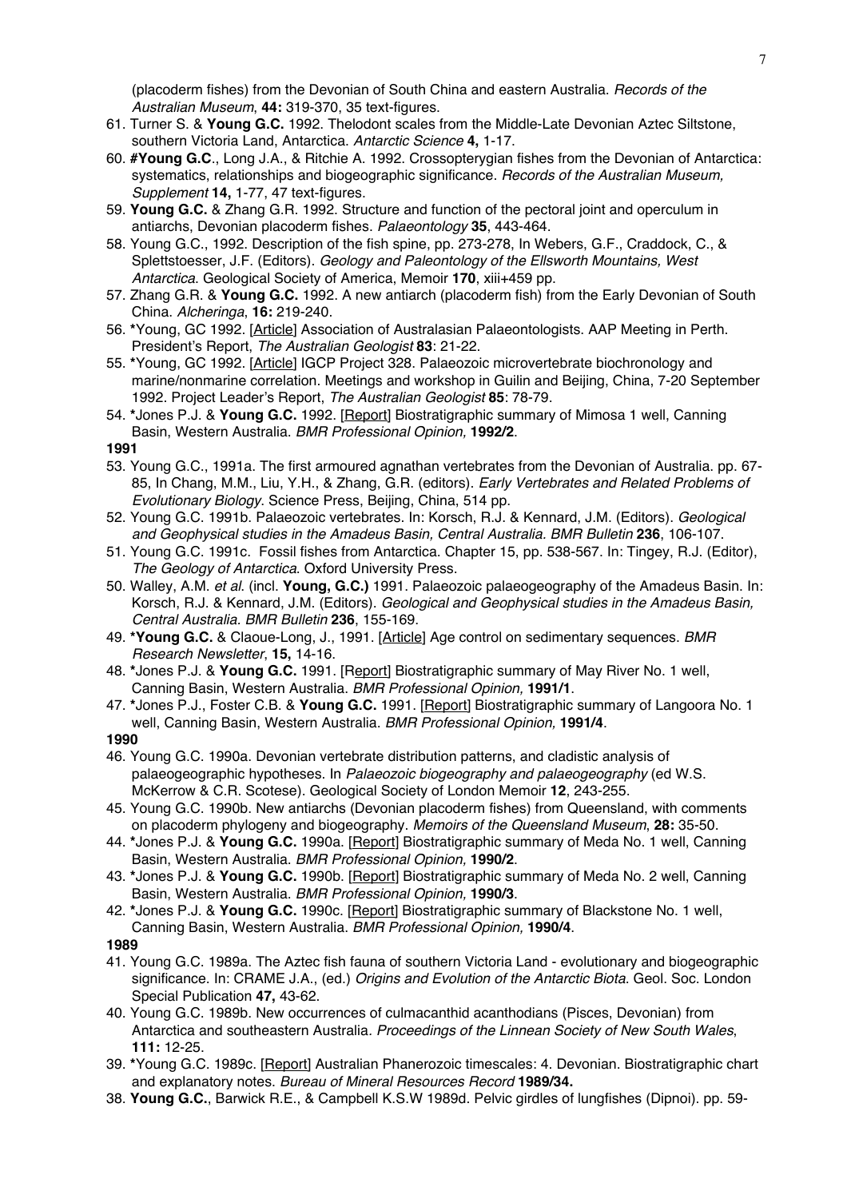(placoderm fishes) from the Devonian of South China and eastern Australia. *Records of the Australian Museum*, **44:** 319-370, 35 text-figures.

61. Turner S. & **Young G.C.** 1992. Thelodont scales from the Middle-Late Devonian Aztec Siltstone, southern Victoria Land, Antarctica. *Antarctic Science* **4,** 1-17.
60. **#Young G.C**., Long J.A., & Ritchie A. 1992. Crossopterygian fishes from the Devonian of Antarctica: systematics, relationships and biogeographic significance. *Records of the Australian Museum, Supplement* **14,** 1-77, 47 text-figures.
59. **Young G.C.** & Zhang G.R. 1992. Structure and function of the pectoral joint and operculum in antiarchs, Devonian placoderm fishes. *Palaeontology* **35**, 443-464.
58. Young G.C., 1992. Description of the fish spine, pp. 273-278, In Webers, G.F., Craddock, C., & Splettstoesser, J.F. (Editors). *Geology and Paleontology of the Ellsworth Mountains, West Antarctica*. Geological Society of America, Memoir **170**, xiii+459 pp.
57. Zhang G.R. & **Young G.C.** 1992. A new antiarch (placoderm fish) from the Early Devonian of South China. *Alcheringa*, **16:** 219-240.
56. **\***Young, GC 1992. [Article] Association of Australasian Palaeontologists. AAP Meeting in Perth. President's Report, *The Australian Geologist* **83**: 21-22.
55. **\***Young, GC 1992. [Article] IGCP Project 328. Palaeozoic microvertebrate biochronology and marine/nonmarine correlation. Meetings and workshop in Guilin and Beijing, China, 7-20 September 1992. Project Leader's Report, *The Australian Geologist* **85**: 78-79.
54. **\***Jones P.J. & **Young G.C.** 1992. [Report] Biostratigraphic summary of Mimosa 1 well, Canning Basin, Western Australia. *BMR Professional Opinion,* **1992/2**.

**1991**

53. Young G.C., 1991a. The first armoured agnathan vertebrates from the Devonian of Australia. pp. 67-85, In Chang, M.M., Liu, Y.H., & Zhang, G.R. (editors). *Early Vertebrates and Related Problems of Evolutionary Biology*. Science Press, Beijing, China, 514 pp.
52. Young G.C. 1991b. Palaeozoic vertebrates. In: Korsch, R.J. & Kennard, J.M. (Editors). *Geological and Geophysical studies in the Amadeus Basin, Central Australia. BMR Bulletin* **236**, 106-107.
51. Young G.C. 1991c. Fossil fishes from Antarctica. Chapter 15, pp. 538-567. In: Tingey, R.J. (Editor), *The Geology of Antarctica*. Oxford University Press.
50. Walley, A.M. *et al*. (incl. **Young, G.C.)** 1991. Palaeozoic palaeogeography of the Amadeus Basin. In: Korsch, R.J. & Kennard, J.M. (Editors). *Geological and Geophysical studies in the Amadeus Basin, Central Australia*. *BMR Bulletin* **236**, 155-169.
49. **\*Young G.C.** & Claoue-Long, J., 1991. [Article] Age control on sedimentary sequences. *BMR Research Newsletter*, **15,** 14-16.
48. **\***Jones P.J. & **Young G.C.** 1991. [Report] Biostratigraphic summary of May River No. 1 well, Canning Basin, Western Australia. *BMR Professional Opinion,* **1991/1**.
47. **\***Jones P.J., Foster C.B. & **Young G.C.** 1991. [Report] Biostratigraphic summary of Langoora No. 1 well, Canning Basin, Western Australia. *BMR Professional Opinion,* **1991/4**.

**1990**

46. Young G.C. 1990a. Devonian vertebrate distribution patterns, and cladistic analysis of palaeogeographic hypotheses. In *Palaeozoic biogeography and palaeogeography* (ed W.S. McKerrow & C.R. Scotese). Geological Society of London Memoir **12**, 243-255.
45. Young G.C. 1990b. New antiarchs (Devonian placoderm fishes) from Queensland, with comments on placoderm phylogeny and biogeography. *Memoirs of the Queensland Museum*, **28:** 35-50.
44. **\***Jones P.J. & **Young G.C.** 1990a. [Report] Biostratigraphic summary of Meda No. 1 well, Canning Basin, Western Australia. *BMR Professional Opinion,* **1990/2**.
43. **\***Jones P.J. & **Young G.C.** 1990b. [Report] Biostratigraphic summary of Meda No. 2 well, Canning Basin, Western Australia. *BMR Professional Opinion,* **1990/3**.
42. **\***Jones P.J. & **Young G.C.** 1990c. [Report] Biostratigraphic summary of Blackstone No. 1 well, Canning Basin, Western Australia. *BMR Professional Opinion,* **1990/4**.

**1989**

41. Young G.C. 1989a. The Aztec fish fauna of southern Victoria Land - evolutionary and biogeographic significance. In: CRAME J.A., (ed.) *Origins and Evolution of the Antarctic Biota*. Geol. Soc. London Special Publication **47,** 43-62.
40. Young G.C. 1989b. New occurrences of culmacanthid acanthodians (Pisces, Devonian) from Antarctica and southeastern Australia. *Proceedings of the Linnean Society of New South Wales*, **111:** 12-25.
39. **\***Young G.C. 1989c. [Report] Australian Phanerozoic timescales: 4. Devonian. Biostratigraphic chart and explanatory notes. *Bureau of Mineral Resources Record* **1989/34.**
38. **Young G.C.**, Barwick R.E., & Campbell K.S.W 1989d. Pelvic girdles of lungfishes (Dipnoi). pp. 59-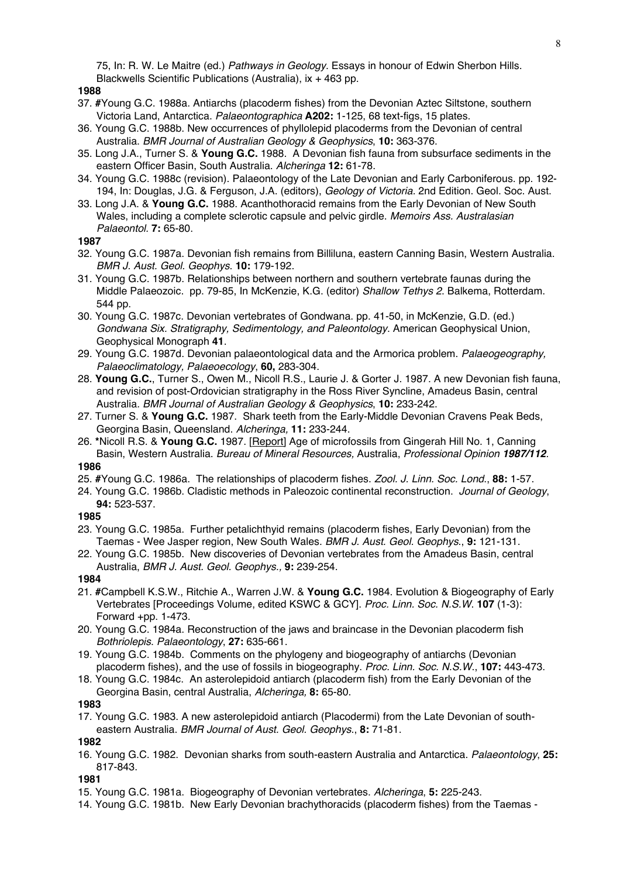75, In: R. W. Le Maitre (ed.) *Pathways in Geology*. Essays in honour of Edwin Sherbon Hills. Blackwells Scientific Publications (Australia), ix + 463 pp.

**1988**

37. **#**Young G.C. 1988a. Antiarchs (placoderm fishes) from the Devonian Aztec Siltstone, southern Victoria Land, Antarctica. *Palaeontographica* **A202:** 1-125, 68 text-figs, 15 plates.
36. Young G.C. 1988b. New occurrences of phyllolepid placoderms from the Devonian of central Australia. *BMR Journal of Australian Geology & Geophysics*, **10:** 363-376.
35. Long J.A., Turner S. & **Young G.C.** 1988. A Devonian fish fauna from subsurface sediments in the eastern Officer Basin, South Australia. *Alcheringa* **12:** 61-78.
34. Young G.C. 1988c (revision). Palaeontology of the Late Devonian and Early Carboniferous. pp. 192-194, In: Douglas, J.G. & Ferguson, J.A. (editors), *Geology of Victoria.* 2nd Edition. Geol. Soc. Aust.
33. Long J.A. & **Young G.C.** 1988. Acanthothoracid remains from the Early Devonian of New South Wales, including a complete sclerotic capsule and pelvic girdle. *Memoirs Ass. Australasian Palaeontol.* **7:** 65-80.

**1987**

32. Young G.C. 1987a. Devonian fish remains from Billiluna, eastern Canning Basin, Western Australia. *BMR J. Aust. Geol. Geophys.* **10:** 179-192.
31. Young G.C. 1987b. Relationships between northern and southern vertebrate faunas during the Middle Palaeozoic. pp. 79-85, In McKenzie, K.G. (editor) *Shallow Tethys 2*. Balkema, Rotterdam. 544 pp.
30. Young G.C. 1987c. Devonian vertebrates of Gondwana. pp. 41-50, in McKenzie, G.D. (ed.) *Gondwana Six. Stratigraphy, Sedimentology, and Paleontology*. American Geophysical Union, Geophysical Monograph **41**.
29. Young G.C. 1987d. Devonian palaeontological data and the Armorica problem. *Palaeogeography, Palaeoclimatology, Palaeoecology*, **60,** 283-304.
28. **Young G.C.**, Turner S., Owen M., Nicoll R.S., Laurie J. & Gorter J. 1987. A new Devonian fish fauna, and revision of post-Ordovician stratigraphy in the Ross River Syncline, Amadeus Basin, central Australia. *BMR Journal of Australian Geology & Geophysics*, **10:** 233-242.
27. Turner S. & **Young G.C.** 1987. Shark teeth from the Early-Middle Devonian Cravens Peak Beds, Georgina Basin, Queensland. *Alcheringa,* **11:** 233-244.
26. **\***Nicoll R.S. & **Young G.C.** 1987. [Report] Age of microfossils from Gingerah Hill No. 1, Canning Basin, Western Australia. *Bureau of Mineral Resources,* Australia, *Professional Opinion **1987/112***.

**1986**

25. **#**Young G.C. 1986a. The relationships of placoderm fishes. *Zool. J. Linn. Soc. Lond.*, **88:** 1-57.
24. Young G.C. 1986b. Cladistic methods in Paleozoic continental reconstruction. *Journal of Geology*, **94:** 523-537.

**1985**

23. Young G.C. 1985a. Further petalichthyid remains (placoderm fishes, Early Devonian) from the Taemas - Wee Jasper region, New South Wales. *BMR J. Aust. Geol. Geophys.*, **9:** 121-131.
22. Young G.C. 1985b. New discoveries of Devonian vertebrates from the Amadeus Basin, central Australia, *BMR J. Aust. Geol. Geophys.,* **9:** 239-254.

**1984**

21. **#**Campbell K.S.W., Ritchie A., Warren J.W. & **Young G.C.** 1984. Evolution & Biogeography of Early Vertebrates [Proceedings Volume, edited KSWC & GCY]. *Proc. Linn. Soc. N.S.W.* **107** (1-3): Forward +pp. 1-473.
20. Young G.C. 1984a. Reconstruction of the jaws and braincase in the Devonian placoderm fish *Bothriolepis*. *Palaeontology*, **27:** 635-661.
19. Young G.C. 1984b. Comments on the phylogeny and biogeography of antiarchs (Devonian placoderm fishes), and the use of fossils in biogeography. *Proc. Linn. Soc. N.S.W.*, **107:** 443-473.
18. Young G.C. 1984c. An asterolepidoid antiarch (placoderm fish) from the Early Devonian of the Georgina Basin, central Australia, *Alcheringa,* **8:** 65-80.

**1983**

17. Young G.C. 1983. A new asterolepidoid antiarch (Placodermi) from the Late Devonian of south-eastern Australia. *BMR Journal of Aust. Geol. Geophys.*, **8:** 71-81.

**1982**

16. Young G.C. 1982. Devonian sharks from south-eastern Australia and Antarctica. *Palaeontology*, **25:** 817-843.

**1981**

15. Young G.C. 1981a. Biogeography of Devonian vertebrates. *Alcheringa*, **5:** 225-243.
14. Young G.C. 1981b. New Early Devonian brachythoracids (placoderm fishes) from the Taemas -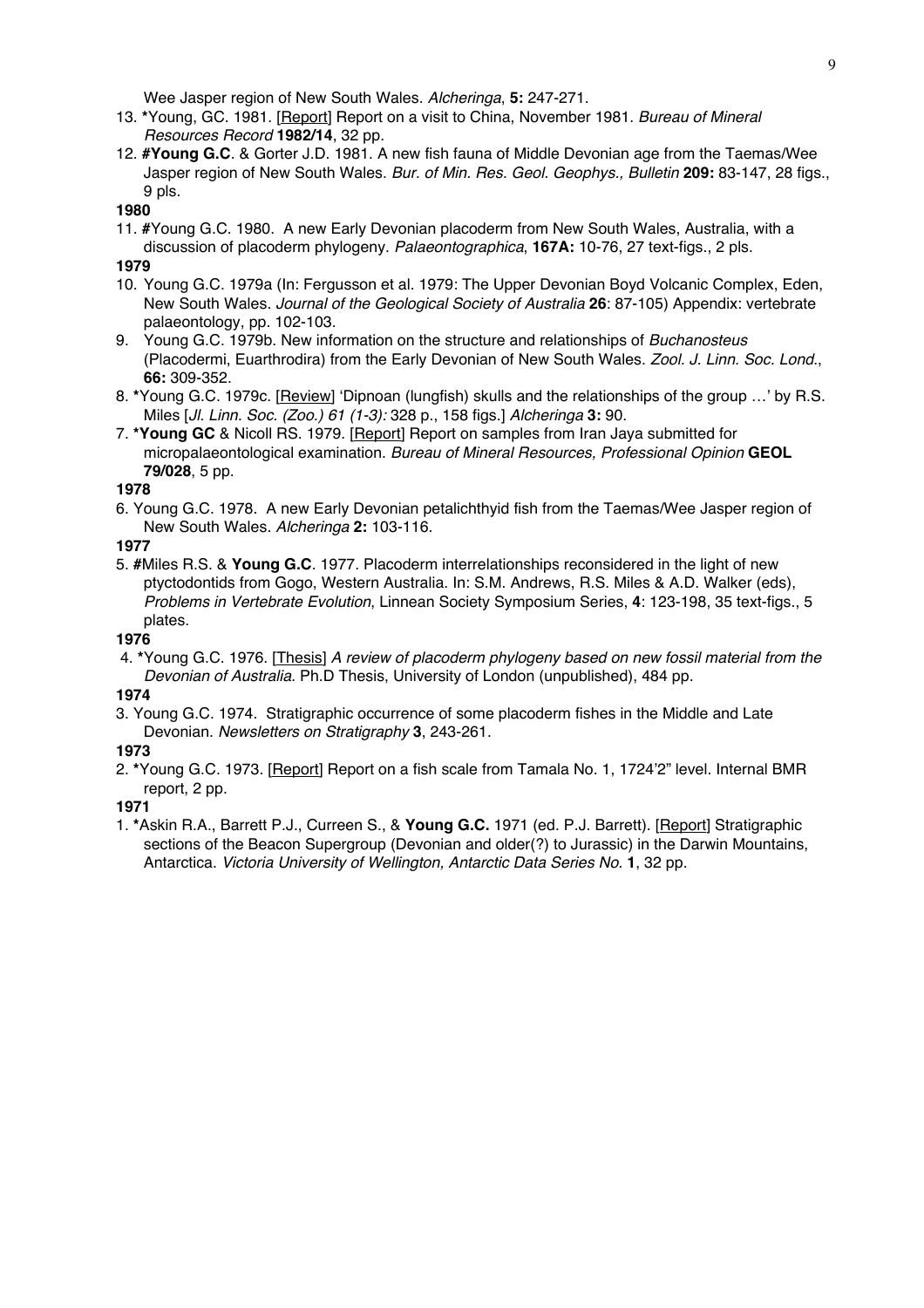Wee Jasper region of New South Wales. *Alcheringa*, **5:** 247-271.

13. ***Young, GC. 1981. [Report] Report on a visit to China, November 1981. *Bureau of Mineral Resources Record* **1982/14**, 32 pp.
12. **#Young G.C**. & Gorter J.D. 1981. A new fish fauna of Middle Devonian age from the Taemas/Wee Jasper region of New South Wales. *Bur. of Min. Res. Geol. Geophys., Bulletin* **209:** 83-147, 28 figs., 9 pls.

**1980**

11. **#**Young G.C. 1980. A new Early Devonian placoderm from New South Wales, Australia, with a discussion of placoderm phylogeny. *Palaeontographica*, **167A:** 10-76, 27 text-figs., 2 pls.

**1979**

10. Young G.C. 1979a (In: Fergusson et al. 1979: The Upper Devonian Boyd Volcanic Complex, Eden, New South Wales. *Journal of the Geological Society of Australia* **26**: 87-105) Appendix: vertebrate palaeontology, pp. 102-103.
9. Young G.C. 1979b. New information on the structure and relationships of *Buchanosteus* (Placodermi, Euarthrodira) from the Early Devonian of New South Wales. *Zool. J. Linn. Soc. Lond*., **66:** 309-352.
8. ***Young G.C. 1979c. [Review] 'Dipnoan (lungfish) skulls and the relationships of the group …' by R.S. Miles [*Jl. Linn. Soc. (Zoo.) 61 (1-3):* 328 p., 158 figs.] *Alcheringa* **3:** 90.
7. ***Young GC** & Nicoll RS. 1979. [Report] Report on samples from Iran Jaya submitted for micropalaeontological examination. *Bureau of Mineral Resources, Professional Opinion* **GEOL 79/028**, 5 pp.

**1978**

6. Young G.C. 1978. A new Early Devonian petalichthyid fish from the Taemas/Wee Jasper region of New South Wales. *Alcheringa* **2:** 103-116.

**1977**

5. **#**Miles R.S. & **Young G.C**. 1977. Placoderm interrelationships reconsidered in the light of new ptyctodontids from Gogo, Western Australia. In: S.M. Andrews, R.S. Miles & A.D. Walker (eds), *Problems in Vertebrate Evolution*, Linnean Society Symposium Series, **4**: 123-198, 35 text-figs., 5 plates.

**1976**

4. ***Young G.C. 1976. [Thesis] *A review of placoderm phylogeny based on new fossil material from the Devonian of Australia*. Ph.D Thesis, University of London (unpublished), 484 pp.

**1974**

3. Young G.C. 1974. Stratigraphic occurrence of some placoderm fishes in the Middle and Late Devonian. *Newsletters on Stratigraphy* **3**, 243-261.

**1973**

2. ***Young G.C. 1973. [Report] Report on a fish scale from Tamala No. 1, 1724'2" level. Internal BMR report, 2 pp.

**1971**

1. ***Askin R.A., Barrett P.J., Curreen S., & **Young G.C.** 1971 (ed. P.J. Barrett). [Report] Stratigraphic sections of the Beacon Supergroup (Devonian and older(?) to Jurassic) in the Darwin Mountains, Antarctica. *Victoria University of Wellington, Antarctic Data Series No*. **1**, 32 pp.